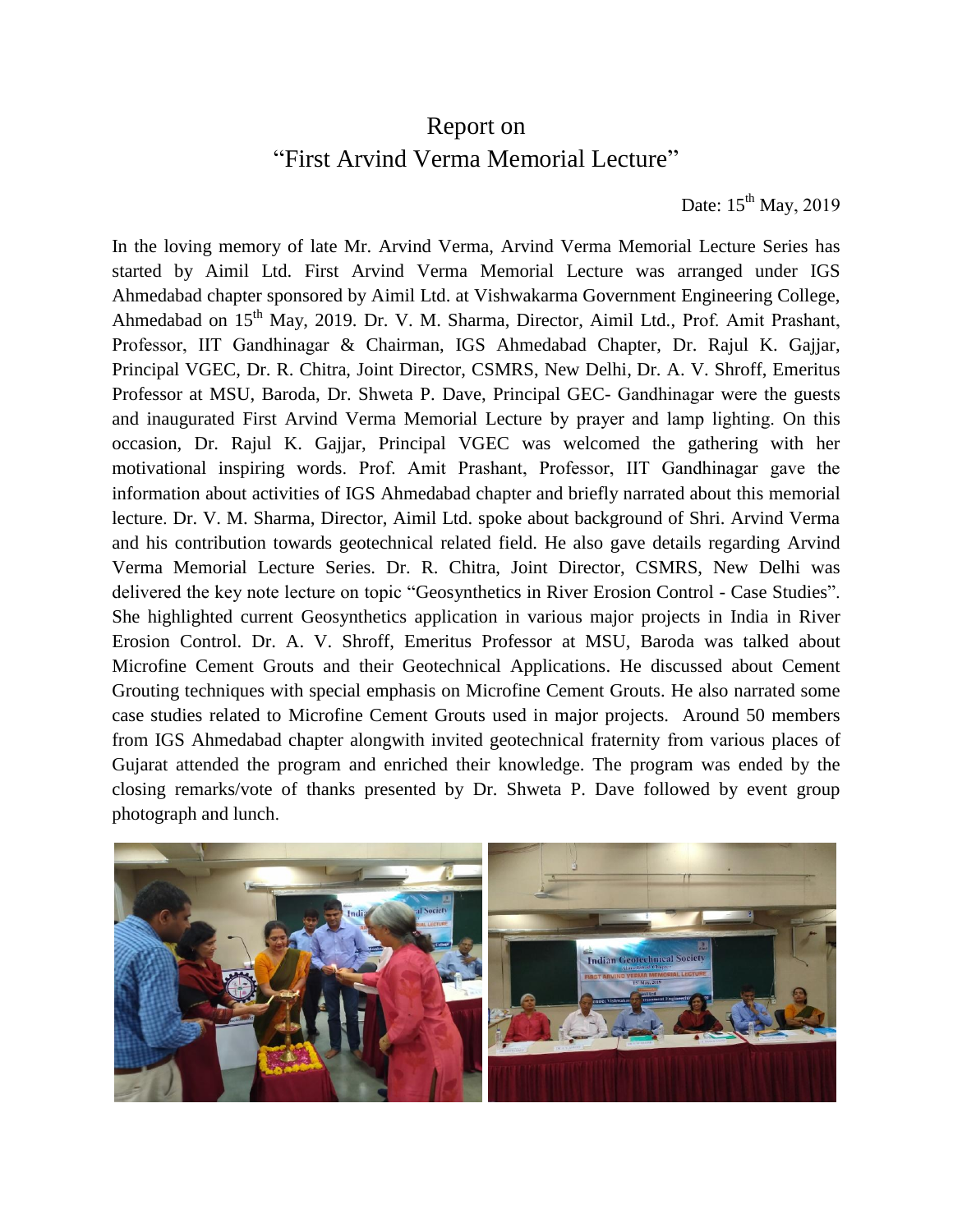# Report on "First Arvind Verma Memorial Lecture"

Date: 15th May, 2019

In the loving memory of late Mr. Arvind Verma, Arvind Verma Memorial Lecture Series has started by Aimil Ltd. First Arvind Verma Memorial Lecture was arranged under IGS Ahmedabad chapter sponsored by Aimil Ltd. at Vishwakarma Government Engineering College, Ahmedabad on 15th May, 2019. Dr. V. M. Sharma, Director, Aimil Ltd., Prof. Amit Prashant, Professor, IIT Gandhinagar & Chairman, IGS Ahmedabad Chapter, Dr. Rajul K. Gajjar, Principal VGEC, Dr. R. Chitra, Joint Director, CSMRS, New Delhi, Dr. A. V. Shroff, Emeritus Professor at MSU, Baroda, Dr. Shweta P. Dave, Principal GEC- Gandhinagar were the guests and inaugurated First Arvind Verma Memorial Lecture by prayer and lamp lighting. On this occasion, Dr. Rajul K. Gajjar, Principal VGEC was welcomed the gathering with her motivational inspiring words. Prof. Amit Prashant, Professor, IIT Gandhinagar gave the information about activities of IGS Ahmedabad chapter and briefly narrated about this memorial lecture. Dr. V. M. Sharma, Director, Aimil Ltd. spoke about background of Shri. Arvind Verma and his contribution towards geotechnical related field. He also gave details regarding Arvind Verma Memorial Lecture Series. Dr. R. Chitra, Joint Director, CSMRS, New Delhi was delivered the key note lecture on topic "Geosynthetics in River Erosion Control - Case Studies". She highlighted current Geosynthetics application in various major projects in India in River Erosion Control. Dr. A. V. Shroff, Emeritus Professor at MSU, Baroda was talked about Microfine Cement Grouts and their Geotechnical Applications. He discussed about Cement Grouting techniques with special emphasis on Microfine Cement Grouts. He also narrated some case studies related to Microfine Cement Grouts used in major projects. Around 50 members from IGS Ahmedabad chapter alongwith invited geotechnical fraternity from various places of Gujarat attended the program and enriched their knowledge. The program was ended by the closing remarks/vote of thanks presented by Dr. Shweta P. Dave followed by event group photograph and lunch.